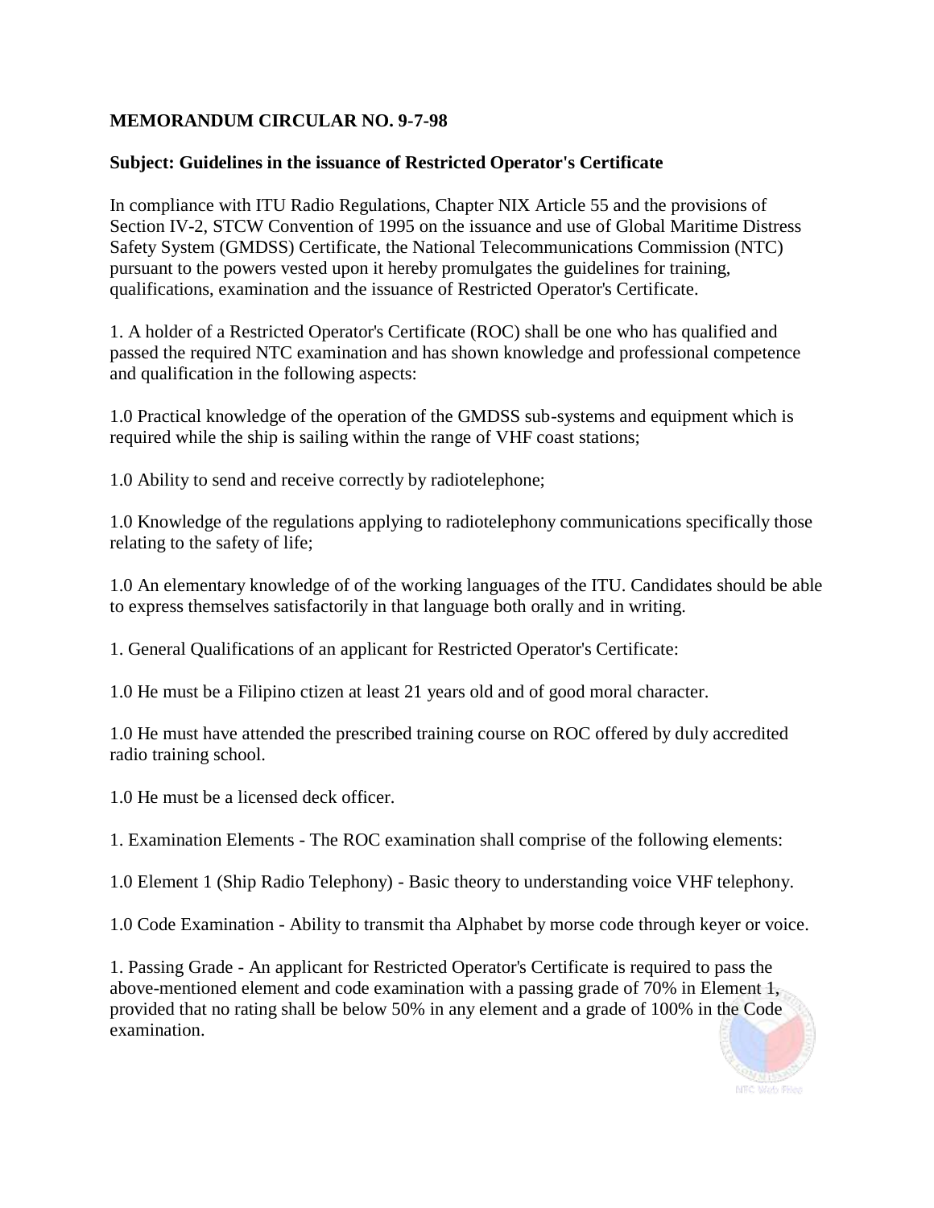**MEMORANDUM CIRCULAR NO. 9-7-98**

**Subject: Guidelines in the issuance of Restricted Operator's Certificate**

In compliance with ITU Radio Regulations, Chapter NIX Article 55 and the provisions of Section IV-2, STCW Convention of 1995 on the issuance and use of Global Maritime Distress Safety System (GMDSS) Certificate, the National Telecommunications Commission (NTC) pursuant to the powers vested upon it hereby promulgates the guidelines for training, qualifications, examination and the issuance of Restricted Operator's Certificate.

1. A holder of a Restricted Operator's Certificate (ROC) shall be one who has qualified and passed the required NTC examination and has shown knowledge and professional competence and qualification in the following aspects:

1.0 Practical knowledge of the operation of the GMDSS sub-systems and equipment which is required while the ship is sailing within the range of VHF coast stations;

1.0 Ability to send and receive correctly by radiotelephone;

1.0 Knowledge of the regulations applying to radiotelephony communications specifically those relating to the safety of life;

1.0 An elementary knowledge of of the working languages of the ITU. Candidates should be able to express themselves satisfactorily in that language both orally and in writing.

1. General Qualifications of an applicant for Restricted Operator's Certificate:

1.0 He must be a Filipino ctizen at least 21 years old and of good moral character.

1.0 He must have attended the prescribed training course on ROC offered by duly accredited radio training school.

1.0 He must be a licensed deck officer.

1. Examination Elements - The ROC examination shall comprise of the following elements:

1.0 Element 1 (Ship Radio Telephony) - Basic theory to understanding voice VHF telephony.

1.0 Code Examination - Ability to transmit tha Alphabet by morse code through keyer or voice.

1. Passing Grade - An applicant for Restricted Operator's Certificate is required to pass the above-mentioned element and code examination with a passing grade of 70% in Element 1, provided that no rating shall be below 50% in any element and a grade of 100% in the Code examination.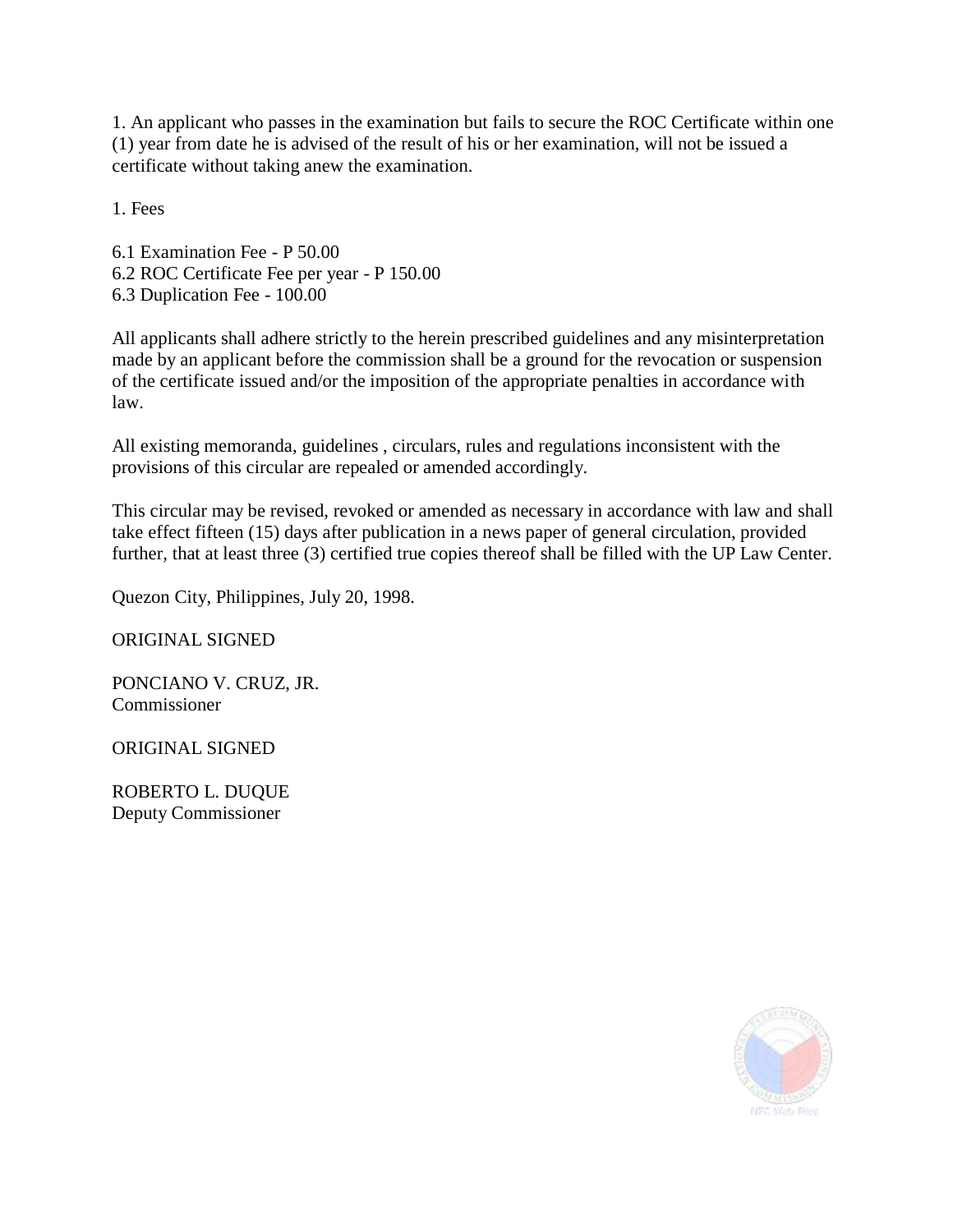1. An applicant who passes in the examination but fails to secure the ROC Certificate within one (1) year from date he is advised of the result of his or her examination, will not be issued a certificate without taking anew the examination.

1. Fees

6.1 Examination Fee - P 50.00
6.2 ROC Certificate Fee per year - P 150.00
6.3 Duplication Fee - 100.00

All applicants shall adhere strictly to the herein prescribed guidelines and any misinterpretation made by an applicant before the commission shall be a ground for the revocation or suspension of the certificate issued and/or the imposition of the appropriate penalties in accordance with law.

All existing memoranda, guidelines , circulars, rules and regulations inconsistent with the provisions of this circular are repealed or amended accordingly.

This circular may be revised, revoked or amended as necessary in accordance with law and shall take effect fifteen (15) days after publication in a news paper of general circulation, provided further, that at least three (3) certified true copies thereof shall be filled with the UP Law Center.

Quezon City, Philippines, July 20, 1998.

ORIGINAL SIGNED

PONCIANO V. CRUZ, JR.
Commissioner

ORIGINAL SIGNED

ROBERTO L. DUQUE
Deputy Commissioner